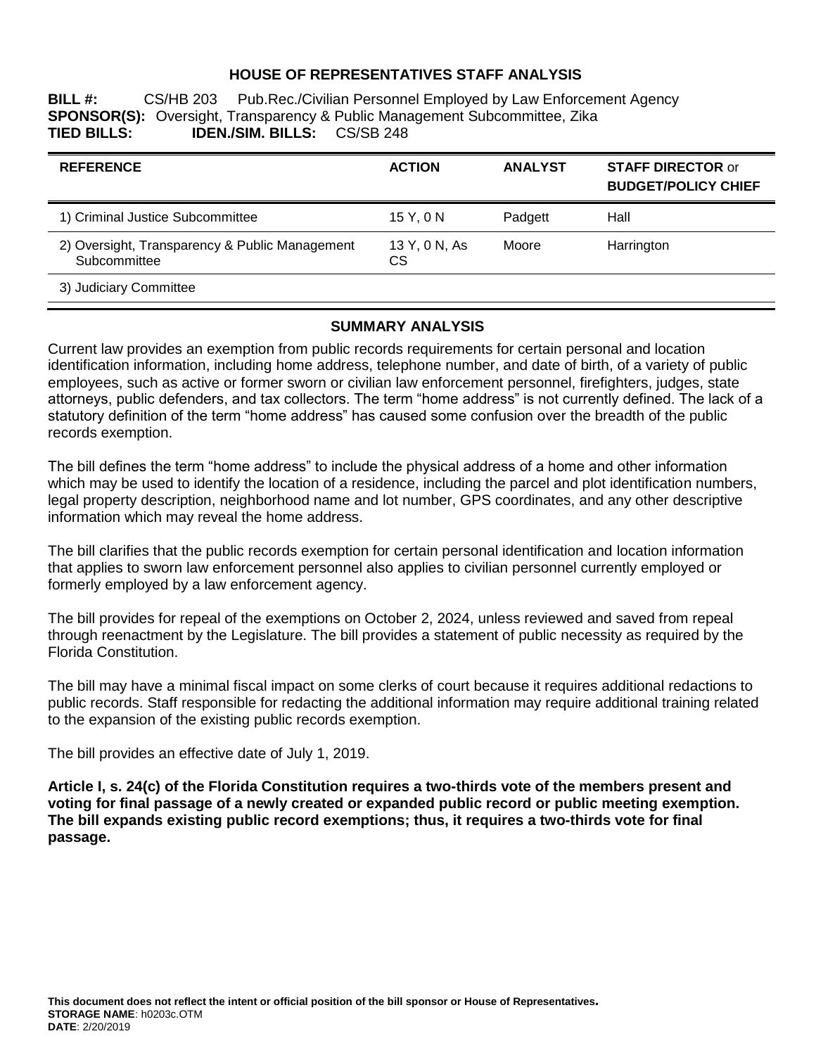# HOUSE OF REPRESENTATIVES STAFF ANALYSIS

**BILL #:** CS/HB 203 Pub.Rec./Civilian Personnel Employed by Law Enforcement Agency
**SPONSOR(S):** Oversight, Transparency & Public Management Subcommittee, Zika
**TIED BILLS:** **IDEN./SIM. BILLS:** CS/SB 248

| REFERENCE | ACTION | ANALYST | STAFF DIRECTOR or BUDGET/POLICY CHIEF |
|---|---|---|---|
| 1) Criminal Justice Subcommittee | 15 Y, 0 N | Padgett | Hall |
| 2) Oversight, Transparency & Public Management Subcommittee | 13 Y, 0 N, As CS | Moore | Harrington |
| 3) Judiciary Committee | | | |

## SUMMARY ANALYSIS

Current law provides an exemption from public records requirements for certain personal and location identification information, including home address, telephone number, and date of birth, of a variety of public employees, such as active or former sworn or civilian law enforcement personnel, firefighters, judges, state attorneys, public defenders, and tax collectors. The term "home address" is not currently defined. The lack of a statutory definition of the term "home address" has caused some confusion over the breadth of the public records exemption.

The bill defines the term "home address" to include the physical address of a home and other information which may be used to identify the location of a residence, including the parcel and plot identification numbers, legal property description, neighborhood name and lot number, GPS coordinates, and any other descriptive information which may reveal the home address.

The bill clarifies that the public records exemption for certain personal identification and location information that applies to sworn law enforcement personnel also applies to civilian personnel currently employed or formerly employed by a law enforcement agency.

The bill provides for repeal of the exemptions on October 2, 2024, unless reviewed and saved from repeal through reenactment by the Legislature. The bill provides a statement of public necessity as required by the Florida Constitution.

The bill may have a minimal fiscal impact on some clerks of court because it requires additional redactions to public records. Staff responsible for redacting the additional information may require additional training related to the expansion of the existing public records exemption.

The bill provides an effective date of July 1, 2019.

**Article I, s. 24(c) of the Florida Constitution requires a two-thirds vote of the members present and voting for final passage of a newly created or expanded public record or public meeting exemption. The bill expands existing public record exemptions; thus, it requires a two-thirds vote for final passage.**

**This document does not reflect the intent or official position of the bill sponsor or House of Representatives.**
**STORAGE NAME**: h0203c.OTM
**DATE**: 2/20/2019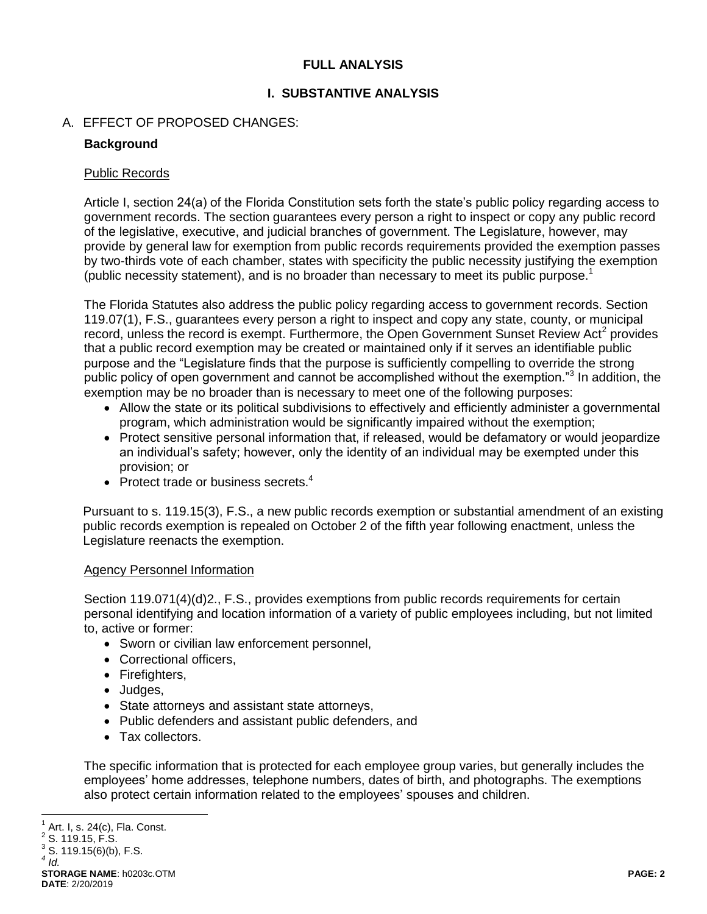## FULL ANALYSIS

### I. SUBSTANTIVE ANALYSIS

A. EFFECT OF PROPOSED CHANGES:

**Background**

Public Records

Article I, section 24(a) of the Florida Constitution sets forth the state's public policy regarding access to government records. The section guarantees every person a right to inspect or copy any public record of the legislative, executive, and judicial branches of government. The Legislature, however, may provide by general law for exemption from public records requirements provided the exemption passes by two-thirds vote of each chamber, states with specificity the public necessity justifying the exemption (public necessity statement), and is no broader than necessary to meet its public purpose.[1]

The Florida Statutes also address the public policy regarding access to government records. Section 119.07(1), F.S., guarantees every person a right to inspect and copy any state, county, or municipal record, unless the record is exempt. Furthermore, the Open Government Sunset Review Act[2] provides that a public record exemption may be created or maintained only if it serves an identifiable public purpose and the "Legislature finds that the purpose is sufficiently compelling to override the strong public policy of open government and cannot be accomplished without the exemption."[3] In addition, the exemption may be no broader than is necessary to meet one of the following purposes:

- Allow the state or its political subdivisions to effectively and efficiently administer a governmental program, which administration would be significantly impaired without the exemption;
- Protect sensitive personal information that, if released, would be defamatory or would jeopardize an individual's safety; however, only the identity of an individual may be exempted under this provision; or
- Protect trade or business secrets.[4]

Pursuant to s. 119.15(3), F.S., a new public records exemption or substantial amendment of an existing public records exemption is repealed on October 2 of the fifth year following enactment, unless the Legislature reenacts the exemption.

Agency Personnel Information

Section 119.071(4)(d)2., F.S., provides exemptions from public records requirements for certain personal identifying and location information of a variety of public employees including, but not limited to, active or former:

- Sworn or civilian law enforcement personnel,
- Correctional officers,
- Firefighters,
- Judges,
- State attorneys and assistant state attorneys,
- Public defenders and assistant public defenders, and
- Tax collectors.

The specific information that is protected for each employee group varies, but generally includes the employees' home addresses, telephone numbers, dates of birth, and photographs. The exemptions also protect certain information related to the employees' spouses and children.

---

[1] Art. I, s. 24(c), Fla. Const.
[2] S. 119.15, F.S.
[3] S. 119.15(6)(b), F.S.
[4] *Id.*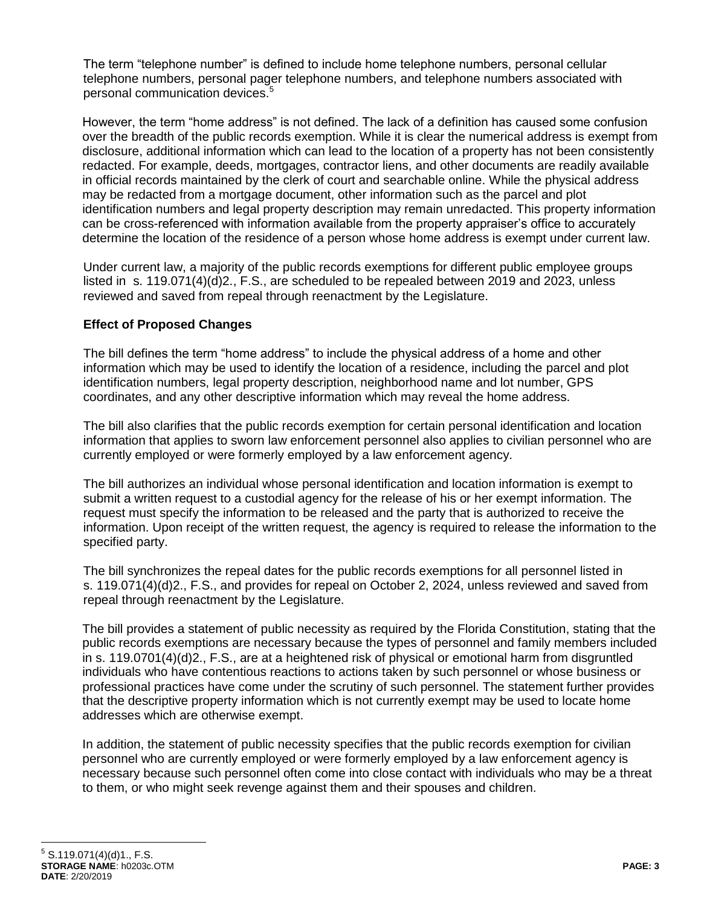The term "telephone number" is defined to include home telephone numbers, personal cellular telephone numbers, personal pager telephone numbers, and telephone numbers associated with personal communication devices.[5]

However, the term "home address" is not defined. The lack of a definition has caused some confusion over the breadth of the public records exemption. While it is clear the numerical address is exempt from disclosure, additional information which can lead to the location of a property has not been consistently redacted. For example, deeds, mortgages, contractor liens, and other documents are readily available in official records maintained by the clerk of court and searchable online. While the physical address may be redacted from a mortgage document, other information such as the parcel and plot identification numbers and legal property description may remain unredacted. This property information can be cross-referenced with information available from the property appraiser's office to accurately determine the location of the residence of a person whose home address is exempt under current law.

Under current law, a majority of the public records exemptions for different public employee groups listed in s. 119.071(4)(d)2., F.S., are scheduled to be repealed between 2019 and 2023, unless reviewed and saved from repeal through reenactment by the Legislature.

**Effect of Proposed Changes**

The bill defines the term "home address" to include the physical address of a home and other information which may be used to identify the location of a residence, including the parcel and plot identification numbers, legal property description, neighborhood name and lot number, GPS coordinates, and any other descriptive information which may reveal the home address.

The bill also clarifies that the public records exemption for certain personal identification and location information that applies to sworn law enforcement personnel also applies to civilian personnel who are currently employed or were formerly employed by a law enforcement agency.

The bill authorizes an individual whose personal identification and location information is exempt to submit a written request to a custodial agency for the release of his or her exempt information. The request must specify the information to be released and the party that is authorized to receive the information. Upon receipt of the written request, the agency is required to release the information to the specified party.

The bill synchronizes the repeal dates for the public records exemptions for all personnel listed in s. 119.071(4)(d)2., F.S., and provides for repeal on October 2, 2024, unless reviewed and saved from repeal through reenactment by the Legislature.

The bill provides a statement of public necessity as required by the Florida Constitution, stating that the public records exemptions are necessary because the types of personnel and family members included in s. 119.0701(4)(d)2., F.S., are at a heightened risk of physical or emotional harm from disgruntled individuals who have contentious reactions to actions taken by such personnel or whose business or professional practices have come under the scrutiny of such personnel. The statement further provides that the descriptive property information which is not currently exempt may be used to locate home addresses which are otherwise exempt.

In addition, the statement of public necessity specifies that the public records exemption for civilian personnel who are currently employed or were formerly employed by a law enforcement agency is necessary because such personnel often come into close contact with individuals who may be a threat to them, or who might seek revenge against them and their spouses and children.

---

[5] S.119.071(4)(d)1., F.S.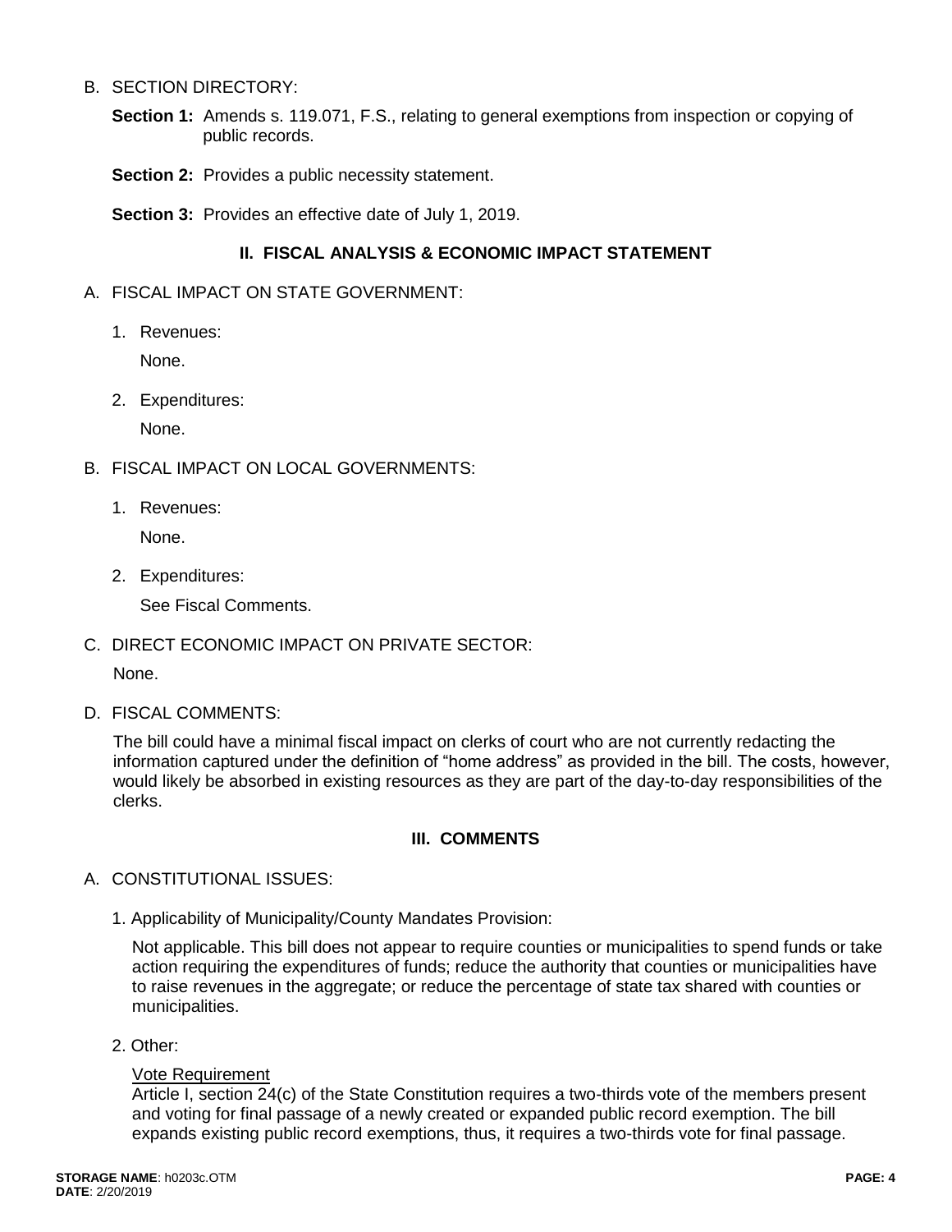B. SECTION DIRECTORY:

**Section 1:** Amends s. 119.071, F.S., relating to general exemptions from inspection or copying of public records.

**Section 2:** Provides a public necessity statement.

**Section 3:** Provides an effective date of July 1, 2019.

## II. FISCAL ANALYSIS & ECONOMIC IMPACT STATEMENT

A. FISCAL IMPACT ON STATE GOVERNMENT:

1. Revenues:

   None.

2. Expenditures:

   None.

B. FISCAL IMPACT ON LOCAL GOVERNMENTS:

1. Revenues:

   None.

2. Expenditures:

   See Fiscal Comments.

C. DIRECT ECONOMIC IMPACT ON PRIVATE SECTOR:

None.

D. FISCAL COMMENTS:

The bill could have a minimal fiscal impact on clerks of court who are not currently redacting the information captured under the definition of "home address" as provided in the bill. The costs, however, would likely be absorbed in existing resources as they are part of the day-to-day responsibilities of the clerks.

## III. COMMENTS

A. CONSTITUTIONAL ISSUES:

1. Applicability of Municipality/County Mandates Provision:

   Not applicable. This bill does not appear to require counties or municipalities to spend funds or take action requiring the expenditures of funds; reduce the authority that counties or municipalities have to raise revenues in the aggregate; or reduce the percentage of state tax shared with counties or municipalities.

2. Other:

   Vote Requirement
   Article I, section 24(c) of the State Constitution requires a two-thirds vote of the members present and voting for final passage of a newly created or expanded public record exemption. The bill expands existing public record exemptions, thus, it requires a two-thirds vote for final passage.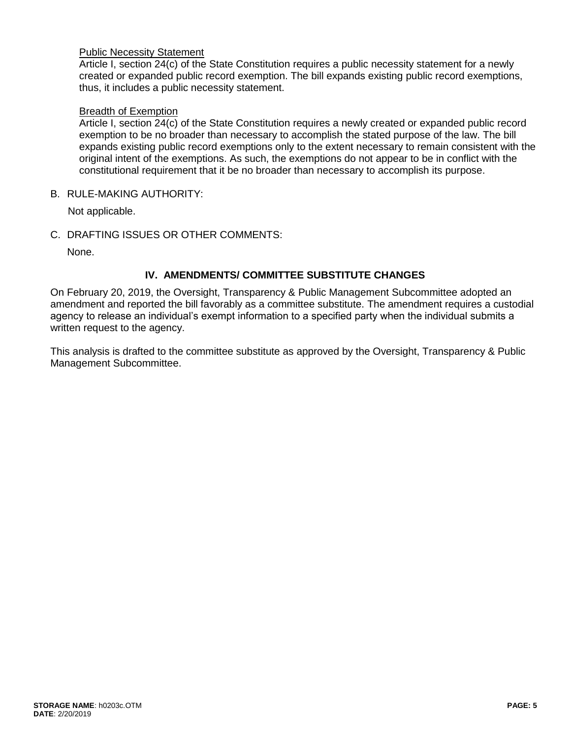Public Necessity Statement

Article I, section 24(c) of the State Constitution requires a public necessity statement for a newly created or expanded public record exemption. The bill expands existing public record exemptions, thus, it includes a public necessity statement.

Breadth of Exemption

Article I, section 24(c) of the State Constitution requires a newly created or expanded public record exemption to be no broader than necessary to accomplish the stated purpose of the law. The bill expands existing public record exemptions only to the extent necessary to remain consistent with the original intent of the exemptions. As such, the exemptions do not appear to be in conflict with the constitutional requirement that it be no broader than necessary to accomplish its purpose.

B. RULE-MAKING AUTHORITY:

Not applicable.

C. DRAFTING ISSUES OR OTHER COMMENTS:

None.

## IV. AMENDMENTS/ COMMITTEE SUBSTITUTE CHANGES

On February 20, 2019, the Oversight, Transparency & Public Management Subcommittee adopted an amendment and reported the bill favorably as a committee substitute. The amendment requires a custodial agency to release an individual's exempt information to a specified party when the individual submits a written request to the agency.

This analysis is drafted to the committee substitute as approved by the Oversight, Transparency & Public Management Subcommittee.